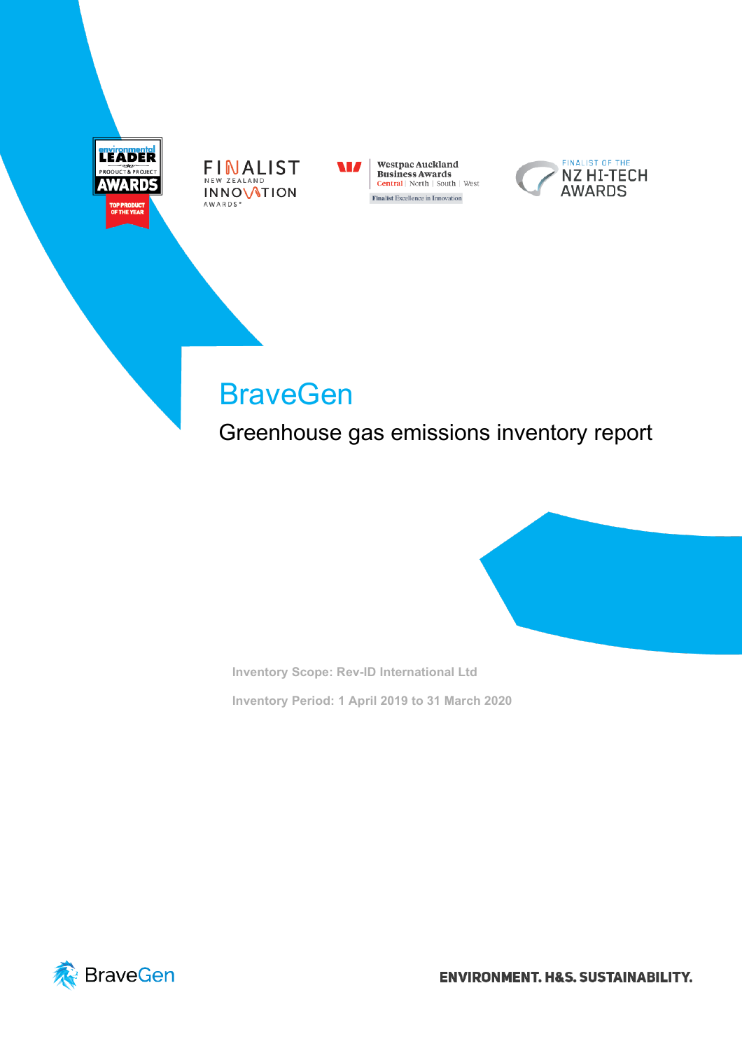# BraveGen

## Greenhouse gas emissions inventory report

**Inventory Scope: Rev-ID International Ltd**

**Inventory Period: 1 April 2019 to 31 March 2020**

ENVIRONMENT. H&S. SUSTAINABILITY.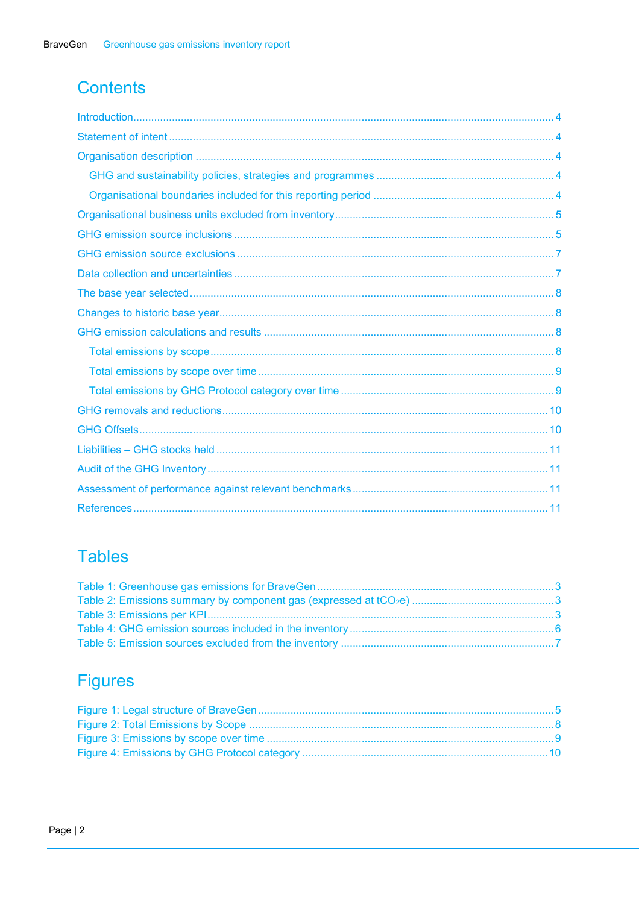# Contents

- Introduction .... 4
- Statement of intent .... 4
- Organisation description .... 4
  - GHG and sustainability policies, strategies and programmes .... 4
  - Organisational boundaries included for this reporting period .... 4
- Organisational business units excluded from inventory .... 5
- GHG emission source inclusions .... 5
- GHG emission source exclusions .... 7
- Data collection and uncertainties .... 7
- The base year selected .... 8
- Changes to historic base year .... 8
- GHG emission calculations and results .... 8
  - Total emissions by scope .... 8
  - Total emissions by scope over time .... 9
  - Total emissions by GHG Protocol category over time .... 9
- GHG removals and reductions .... 10
- GHG Offsets .... 10
- Liabilities – GHG stocks held .... 11
- Audit of the GHG Inventory .... 11
- Assessment of performance against relevant benchmarks .... 11
- References .... 11

# Tables

- Table 1: Greenhouse gas emissions for BraveGen .... 3
- Table 2: Emissions summary by component gas (expressed at $tCO_2e$) .... 3
- Table 3: Emissions per KPI .... 3
- Table 4: GHG emission sources included in the inventory .... 6
- Table 5: Emission sources excluded from the inventory .... 7

# Figures

- Figure 1: Legal structure of BraveGen .... 5
- Figure 2: Total Emissions by Scope .... 8
- Figure 3: Emissions by scope over time .... 9
- Figure 4: Emissions by GHG Protocol category .... 10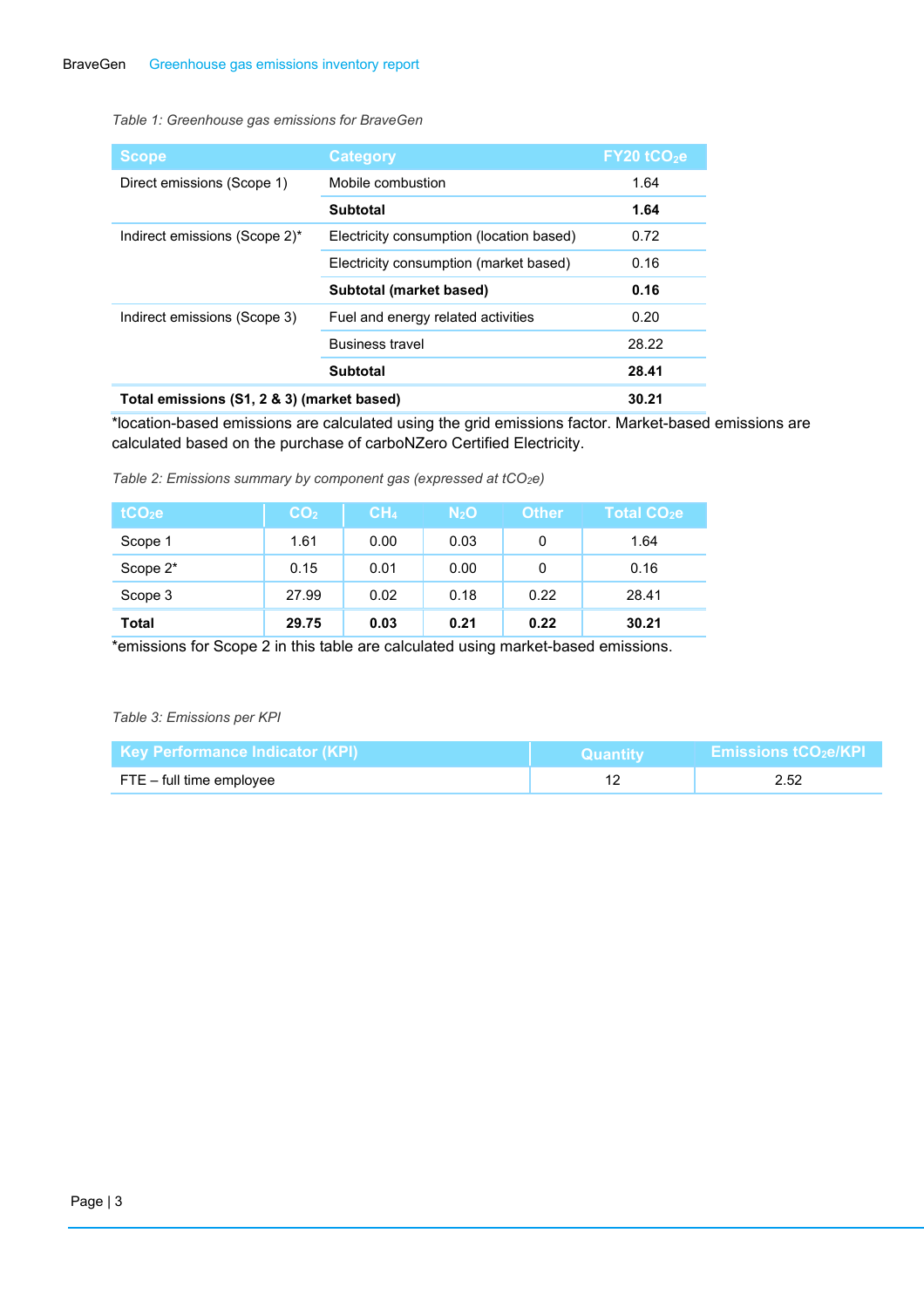*Table 1: Greenhouse gas emissions for BraveGen*

| Scope | Category | FY20 $tCO_2e$ |
|---|---|---|
| Direct emissions (Scope 1) | Mobile combustion | 1.64 |
| | **Subtotal** | **1.64** |
| Indirect emissions (Scope 2)* | Electricity consumption (location based) | 0.72 |
| | Electricity consumption (market based) | 0.16 |
| | **Subtotal (market based)** | **0.16** |
| Indirect emissions (Scope 3) | Fuel and energy related activities | 0.20 |
| | Business travel | 28.22 |
| | **Subtotal** | **28.41** |
| **Total emissions (S1, 2 & 3) (market based)** | | **30.21** |

*location-based emissions are calculated using the grid emissions factor. Market-based emissions are calculated based on the purchase of carboNZero Certified Electricity.

*Table 2: Emissions summary by component gas (expressed at $tCO_2e$)*

| $tCO_2e$ | $CO_2$ | $CH_4$ | $N_2O$ | Other | Total $CO_2e$ |
|---|---|---|---|---|---|
| Scope 1 | 1.61 | 0.00 | 0.03 | 0 | 1.64 |
| Scope 2* | 0.15 | 0.01 | 0.00 | 0 | 0.16 |
| Scope 3 | 27.99 | 0.02 | 0.18 | 0.22 | 28.41 |
| **Total** | **29.75** | **0.03** | **0.21** | **0.22** | **30.21** |

*emissions for Scope 2 in this table are calculated using market-based emissions.

*Table 3: Emissions per KPI*

| Key Performance Indicator (KPI) | Quantity | Emissions $tCO_2e$/KPI |
|---|---|---|
| FTE – full time employee | 12 | 2.52 |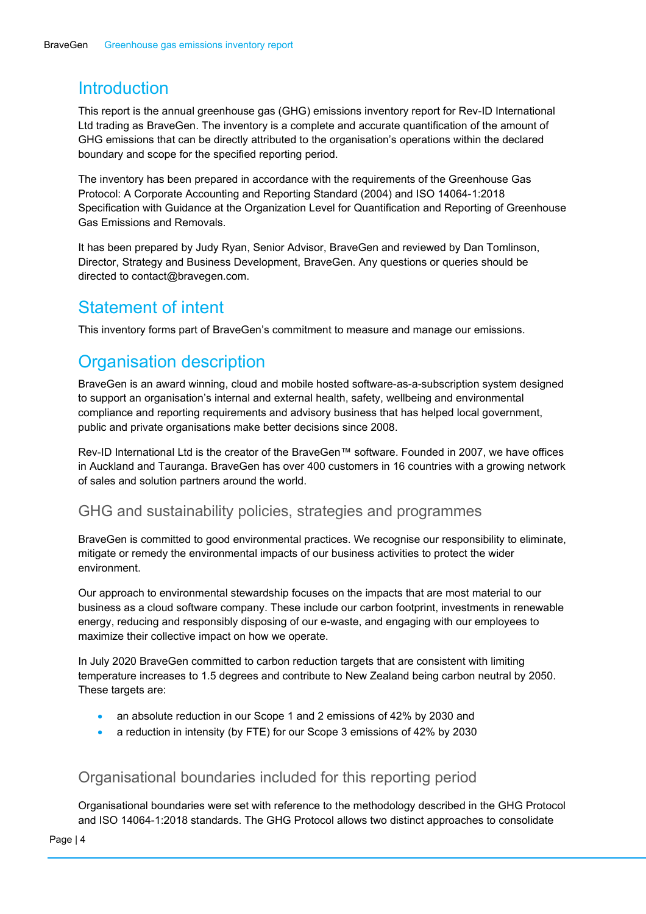# Introduction

This report is the annual greenhouse gas (GHG) emissions inventory report for Rev-ID International Ltd trading as BraveGen. The inventory is a complete and accurate quantification of the amount of GHG emissions that can be directly attributed to the organisation's operations within the declared boundary and scope for the specified reporting period.

The inventory has been prepared in accordance with the requirements of the Greenhouse Gas Protocol: A Corporate Accounting and Reporting Standard (2004) and ISO 14064-1:2018 Specification with Guidance at the Organization Level for Quantification and Reporting of Greenhouse Gas Emissions and Removals.

It has been prepared by Judy Ryan, Senior Advisor, BraveGen and reviewed by Dan Tomlinson, Director, Strategy and Business Development, BraveGen. Any questions or queries should be directed to contact@bravegen.com.

# Statement of intent

This inventory forms part of BraveGen's commitment to measure and manage our emissions.

# Organisation description

BraveGen is an award winning, cloud and mobile hosted software-as-a-subscription system designed to support an organisation's internal and external health, safety, wellbeing and environmental compliance and reporting requirements and advisory business that has helped local government, public and private organisations make better decisions since 2008.

Rev-ID International Ltd is the creator of the BraveGen™ software. Founded in 2007, we have offices in Auckland and Tauranga. BraveGen has over 400 customers in 16 countries with a growing network of sales and solution partners around the world.

## GHG and sustainability policies, strategies and programmes

BraveGen is committed to good environmental practices. We recognise our responsibility to eliminate, mitigate or remedy the environmental impacts of our business activities to protect the wider environment.

Our approach to environmental stewardship focuses on the impacts that are most material to our business as a cloud software company. These include our carbon footprint, investments in renewable energy, reducing and responsibly disposing of our e-waste, and engaging with our employees to maximize their collective impact on how we operate.

In July 2020 BraveGen committed to carbon reduction targets that are consistent with limiting temperature increases to 1.5 degrees and contribute to New Zealand being carbon neutral by 2050. These targets are:

- an absolute reduction in our Scope 1 and 2 emissions of 42% by 2030 and
- a reduction in intensity (by FTE) for our Scope 3 emissions of 42% by 2030

## Organisational boundaries included for this reporting period

Organisational boundaries were set with reference to the methodology described in the GHG Protocol and ISO 14064-1:2018 standards. The GHG Protocol allows two distinct approaches to consolidate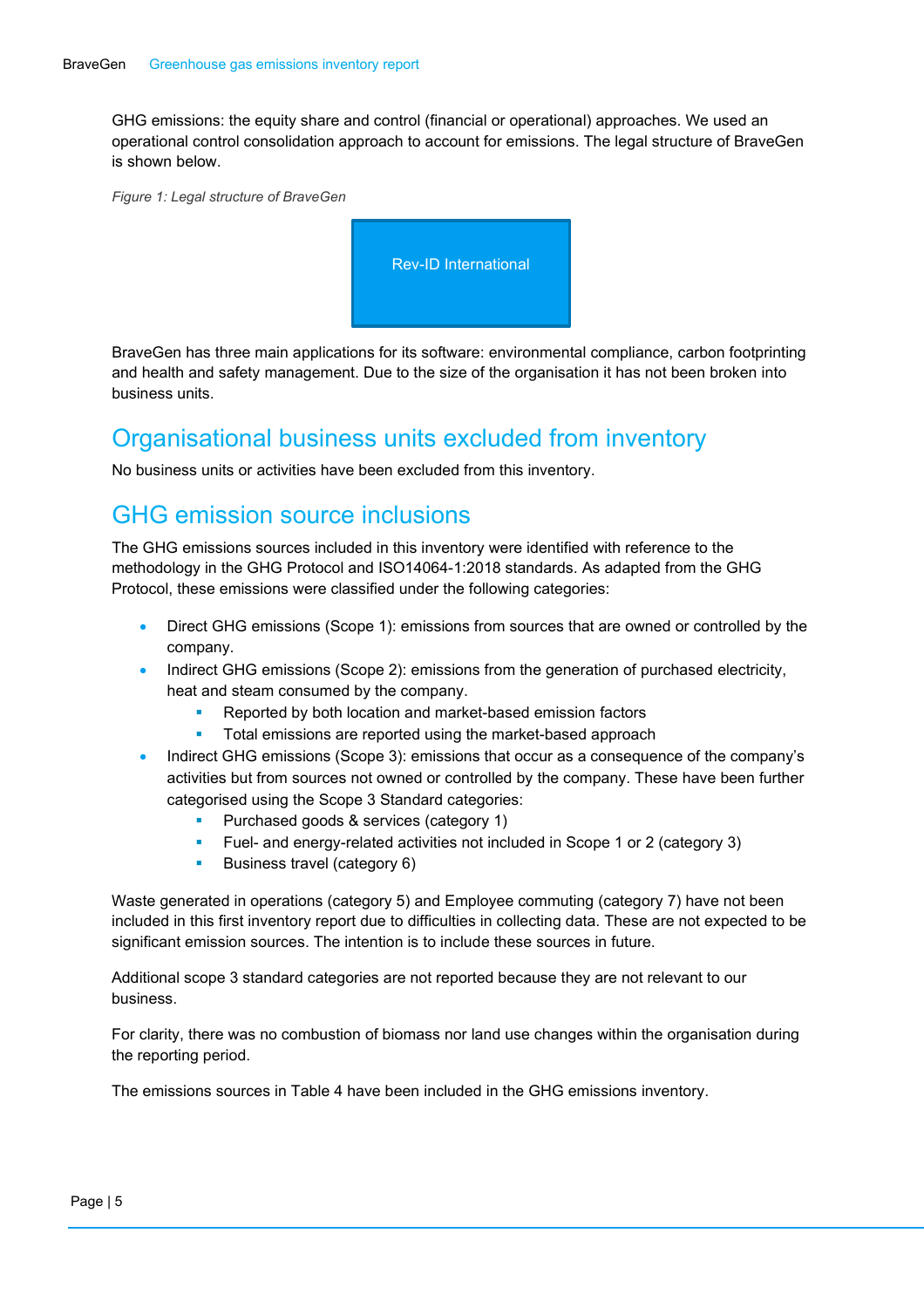GHG emissions: the equity share and control (financial or operational) approaches. We used an operational control consolidation approach to account for emissions. The legal structure of BraveGen is shown below.

*Figure 1: Legal structure of BraveGen*

Rev-ID International

BraveGen has three main applications for its software: environmental compliance, carbon footprinting and health and safety management. Due to the size of the organisation it has not been broken into business units.

## Organisational business units excluded from inventory

No business units or activities have been excluded from this inventory.

## GHG emission source inclusions

The GHG emissions sources included in this inventory were identified with reference to the methodology in the GHG Protocol and ISO14064-1:2018 standards. As adapted from the GHG Protocol, these emissions were classified under the following categories:

- Direct GHG emissions (Scope 1): emissions from sources that are owned or controlled by the company.
- Indirect GHG emissions (Scope 2): emissions from the generation of purchased electricity, heat and steam consumed by the company.
  - Reported by both location and market-based emission factors
  - Total emissions are reported using the market-based approach
- Indirect GHG emissions (Scope 3): emissions that occur as a consequence of the company's activities but from sources not owned or controlled by the company. These have been further categorised using the Scope 3 Standard categories:
  - Purchased goods & services (category 1)
  - Fuel- and energy-related activities not included in Scope 1 or 2 (category 3)
  - Business travel (category 6)

Waste generated in operations (category 5) and Employee commuting (category 7) have not been included in this first inventory report due to difficulties in collecting data. These are not expected to be significant emission sources. The intention is to include these sources in future.

Additional scope 3 standard categories are not reported because they are not relevant to our business.

For clarity, there was no combustion of biomass nor land use changes within the organisation during the reporting period.

The emissions sources in Table 4 have been included in the GHG emissions inventory.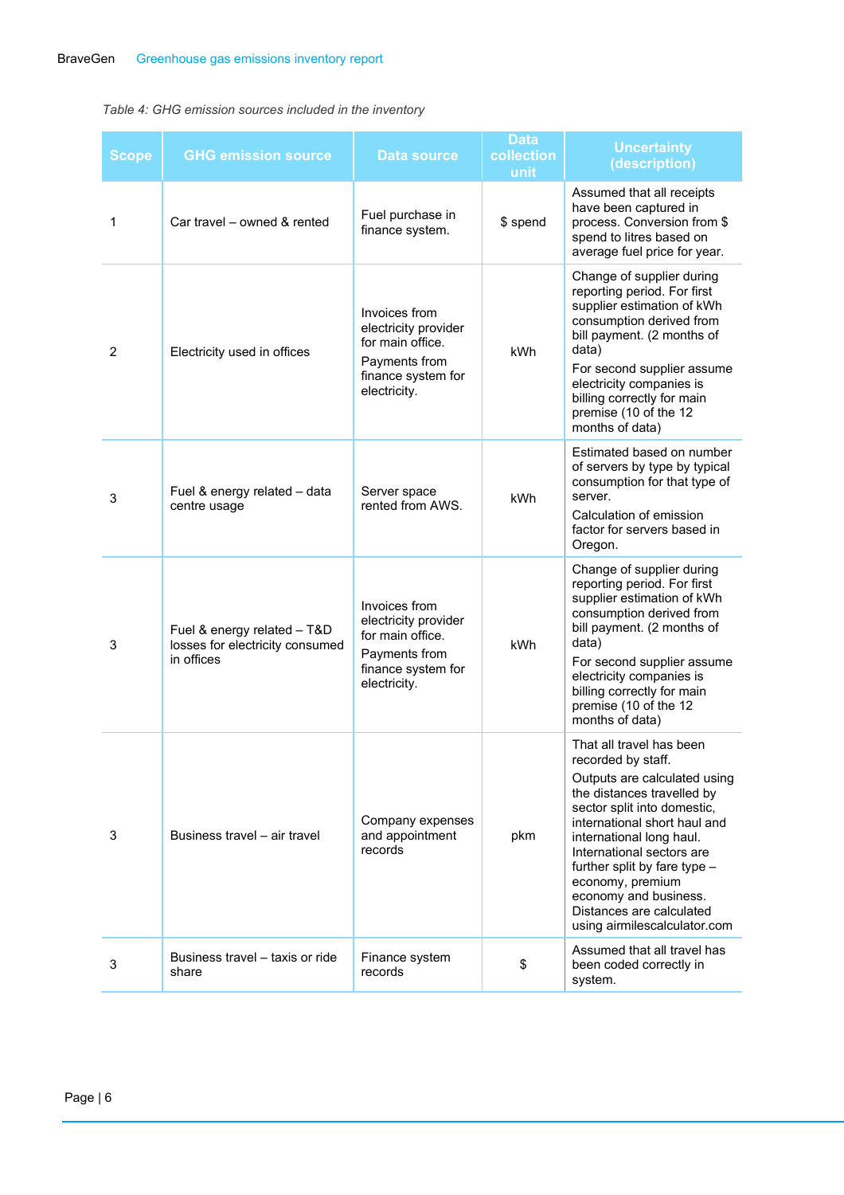*Table 4: GHG emission sources included in the inventory*

| Scope | GHG emission source | Data source | Data collection unit | Uncertainty (description) |
|---|---|---|---|---|
| 1 | Car travel – owned & rented | Fuel purchase in finance system. | $ spend | Assumed that all receipts have been captured in process. Conversion from $ spend to litres based on average fuel price for year. |
| 2 | Electricity used in offices | Invoices from electricity provider for main office. Payments from finance system for electricity. | kWh | Change of supplier during reporting period. For first supplier estimation of kWh consumption derived from bill payment. (2 months of data) For second supplier assume electricity companies is billing correctly for main premise (10 of the 12 months of data) |
| 3 | Fuel & energy related – data centre usage | Server space rented from AWS. | kWh | Estimated based on number of servers by type by typical consumption for that type of server. Calculation of emission factor for servers based in Oregon. |
| 3 | Fuel & energy related – T&D losses for electricity consumed in offices | Invoices from electricity provider for main office. Payments from finance system for electricity. | kWh | Change of supplier during reporting period. For first supplier estimation of kWh consumption derived from bill payment. (2 months of data) For second supplier assume electricity companies is billing correctly for main premise (10 of the 12 months of data) |
| 3 | Business travel – air travel | Company expenses and appointment records | pkm | That all travel has been recorded by staff. Outputs are calculated using the distances travelled by sector split into domestic, international short haul and international long haul. International sectors are further split by fare type – economy, premium economy and business. Distances are calculated using airmilescalculator.com |
| 3 | Business travel – taxis or ride share | Finance system records | $ | Assumed that all travel has been coded correctly in system. |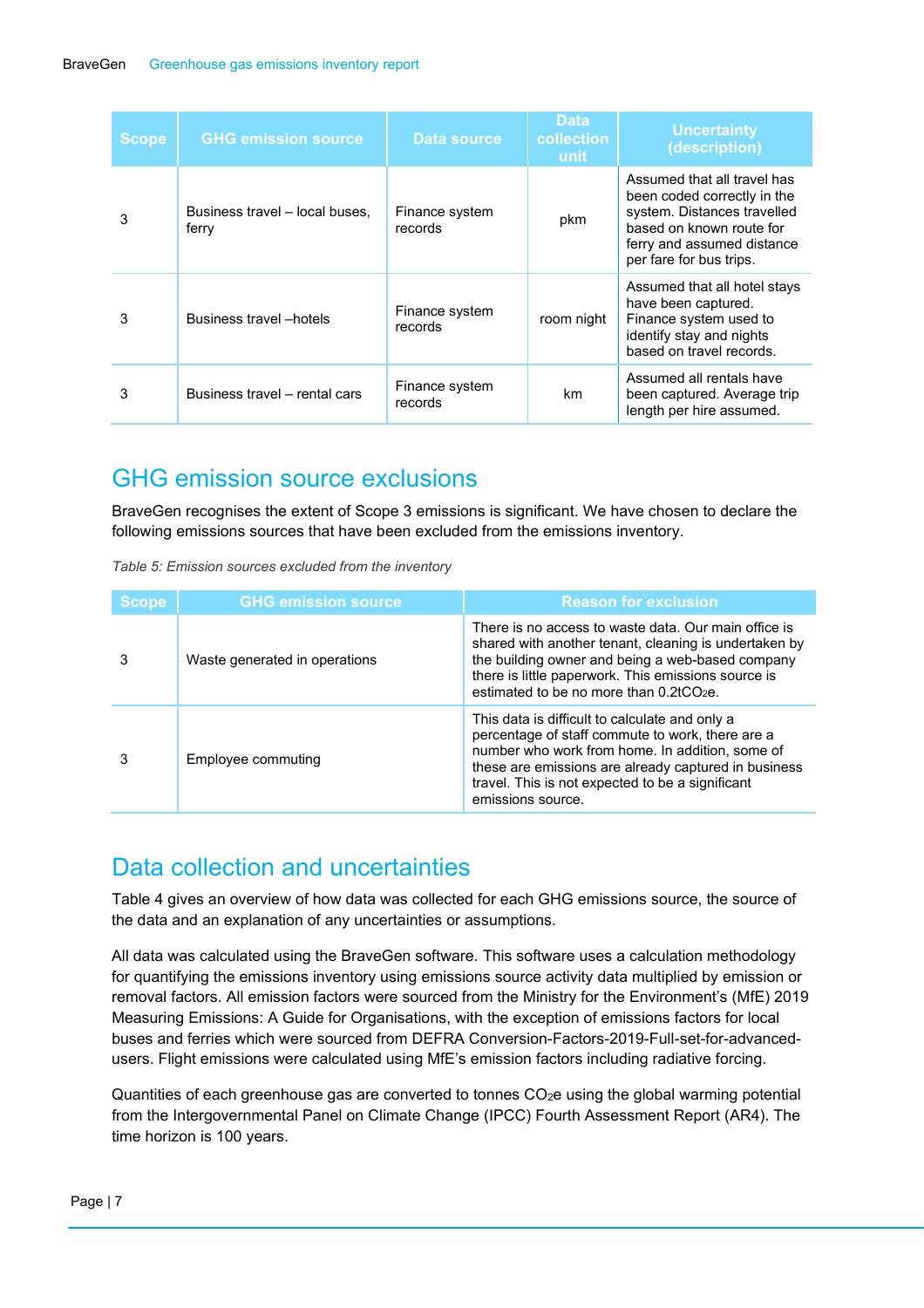| Scope | GHG emission source | Data source | Data collection unit | Uncertainty (description) |
|---|---|---|---|---|
| 3 | Business travel – local buses, ferry | Finance system records | pkm | Assumed that all travel has been coded correctly in the system. Distances travelled based on known route for ferry and assumed distance per fare for bus trips. |
| 3 | Business travel –hotels | Finance system records | room night | Assumed that all hotel stays have been captured. Finance system used to identify stay and nights based on travel records. |
| 3 | Business travel – rental cars | Finance system records | km | Assumed all rentals have been captured. Average trip length per hire assumed. |

## GHG emission source exclusions

BraveGen recognises the extent of Scope 3 emissions is significant. We have chosen to declare the following emissions sources that have been excluded from the emissions inventory.

*Table 5: Emission sources excluded from the inventory*

| Scope | GHG emission source | Reason for exclusion |
|---|---|---|
| 3 | Waste generated in operations | There is no access to waste data. Our main office is shared with another tenant, cleaning is undertaken by the building owner and being a web-based company there is little paperwork. This emissions source is estimated to be no more than 0.2t$CO_2$e. |
| 3 | Employee commuting | This data is difficult to calculate and only a percentage of staff commute to work, there are a number who work from home. In addition, some of these are emissions are already captured in business travel. This is not expected to be a significant emissions source. |

## Data collection and uncertainties

Table 4 gives an overview of how data was collected for each GHG emissions source, the source of the data and an explanation of any uncertainties or assumptions.

All data was calculated using the BraveGen software. This software uses a calculation methodology for quantifying the emissions inventory using emissions source activity data multiplied by emission or removal factors. All emission factors were sourced from the Ministry for the Environment's (MfE) 2019 Measuring Emissions: A Guide for Organisations, with the exception of emissions factors for local buses and ferries which were sourced from DEFRA Conversion-Factors-2019-Full-set-for-advanced-users. Flight emissions were calculated using MfE's emission factors including radiative forcing.

Quantities of each greenhouse gas are converted to tonnes $CO_2$e using the global warming potential from the Intergovernmental Panel on Climate Change (IPCC) Fourth Assessment Report (AR4). The time horizon is 100 years.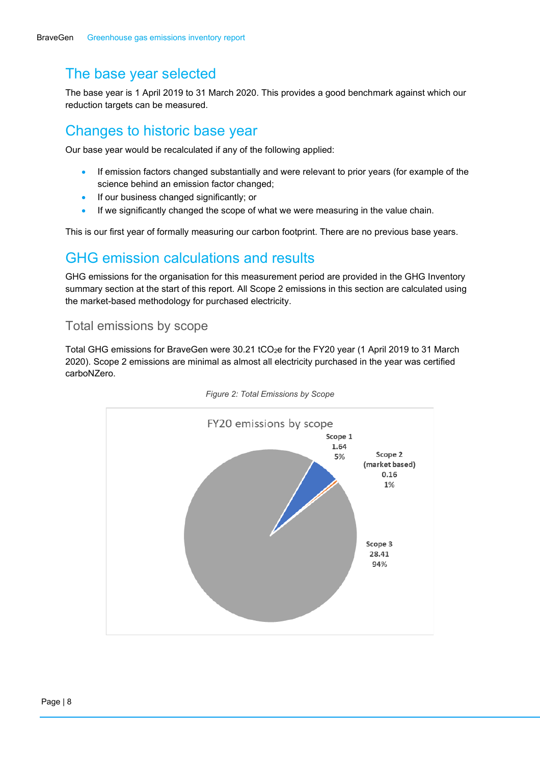## The base year selected

The base year is 1 April 2019 to 31 March 2020. This provides a good benchmark against which our reduction targets can be measured.

## Changes to historic base year

Our base year would be recalculated if any of the following applied:

- If emission factors changed substantially and were relevant to prior years (for example of the science behind an emission factor changed;
- If our business changed significantly; or
- If we significantly changed the scope of what we were measuring in the value chain.

This is our first year of formally measuring our carbon footprint. There are no previous base years.

## GHG emission calculations and results

GHG emissions for the organisation for this measurement period are provided in the GHG Inventory summary section at the start of this report. All Scope 2 emissions in this section are calculated using the market-based methodology for purchased electricity.

### Total emissions by scope

Total GHG emissions for BraveGen were 30.21 $tCO_2e$ for the FY20 year (1 April 2019 to 31 March 2020). Scope 2 emissions are minimal as almost all electricity purchased in the year was certified carboNZero.

*Figure 2: Total Emissions by Scope*

FY20 emissions by scope

| Scope | $tCO_2e$ | % |
|---|---|---|
| Scope 1 | 1.64 | 5% |
| Scope 2 (market based) | 0.16 | 1% |
| Scope 3 | 28.41 | 94% |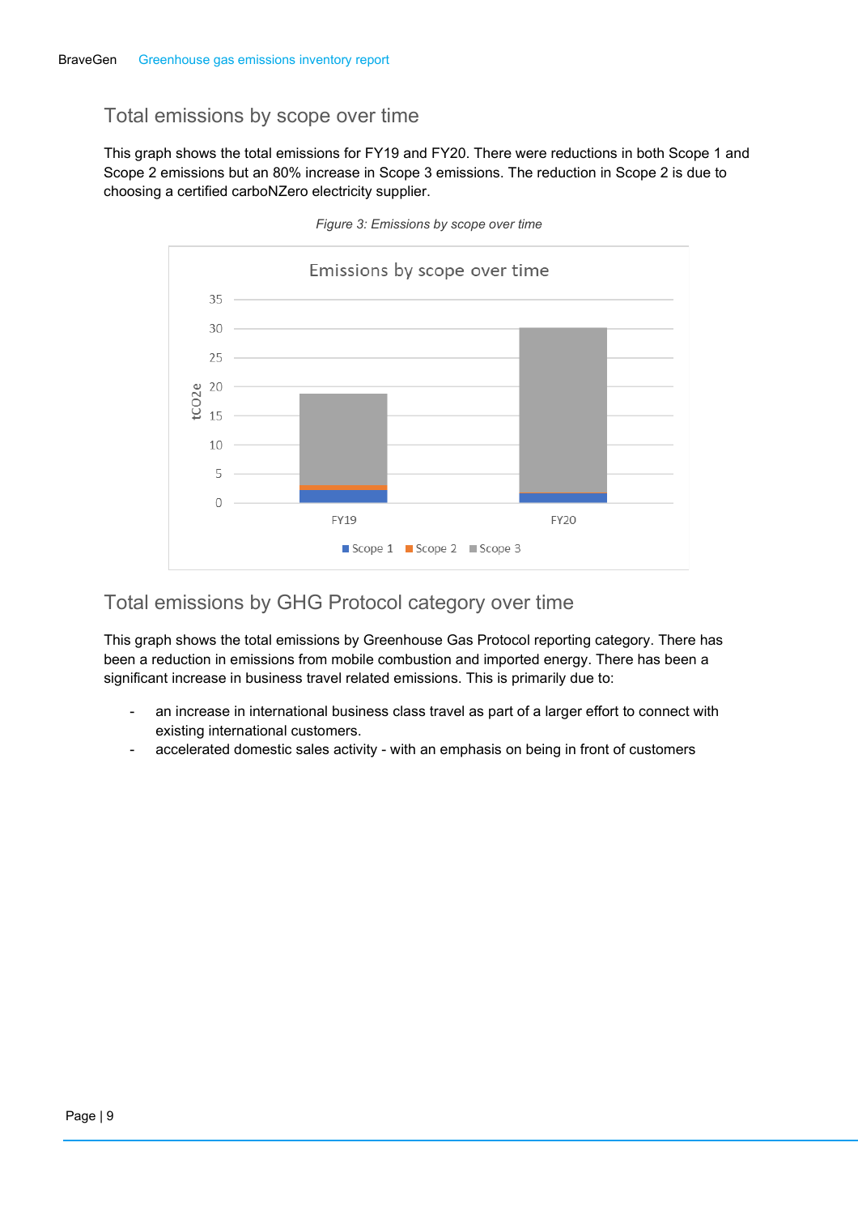## Total emissions by scope over time

This graph shows the total emissions for FY19 and FY20. There were reductions in both Scope 1 and Scope 2 emissions but an 80% increase in Scope 3 emissions. The reduction in Scope 2 is due to choosing a certified carboNZero electricity supplier.

*Figure 3: Emissions by scope over time*

## Total emissions by GHG Protocol category over time

This graph shows the total emissions by Greenhouse Gas Protocol reporting category. There has been a reduction in emissions from mobile combustion and imported energy. There has been a significant increase in business travel related emissions. This is primarily due to:

- an increase in international business class travel as part of a larger effort to connect with existing international customers.
- accelerated domestic sales activity - with an emphasis on being in front of customers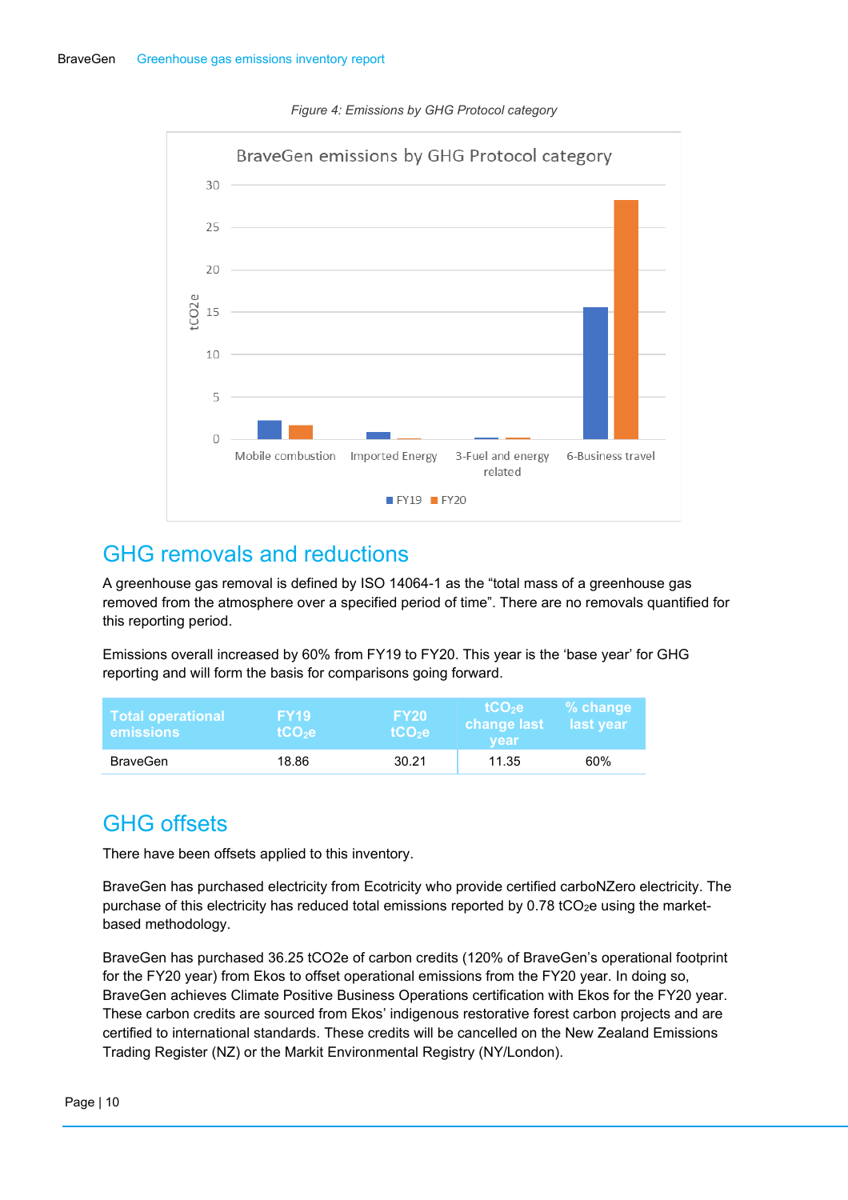*Figure 4: Emissions by GHG Protocol category*

## GHG removals and reductions

A greenhouse gas removal is defined by ISO 14064-1 as the "total mass of a greenhouse gas removed from the atmosphere over a specified period of time". There are no removals quantified for this reporting period.

Emissions overall increased by 60% from FY19 to FY20. This year is the 'base year' for GHG reporting and will form the basis for comparisons going forward.

| Total operational emissions | FY19 $tCO_2e$ | FY20 $tCO_2e$ | $tCO_2e$ change last year | % change last year |
| --- | --- | --- | --- | --- |
| BraveGen | 18.86 | 30.21 | 11.35 | 60% |

## GHG offsets

There have been offsets applied to this inventory.

BraveGen has purchased electricity from Ecotricity who provide certified carboNZero electricity. The purchase of this electricity has reduced total emissions reported by 0.78 $tCO_2e$ using the market-based methodology.

BraveGen has purchased 36.25 tCO2e of carbon credits (120% of BraveGen's operational footprint for the FY20 year) from Ekos to offset operational emissions from the FY20 year. In doing so, BraveGen achieves Climate Positive Business Operations certification with Ekos for the FY20 year. These carbon credits are sourced from Ekos' indigenous restorative forest carbon projects and are certified to international standards. These credits will be cancelled on the New Zealand Emissions Trading Register (NZ) or the Markit Environmental Registry (NY/London).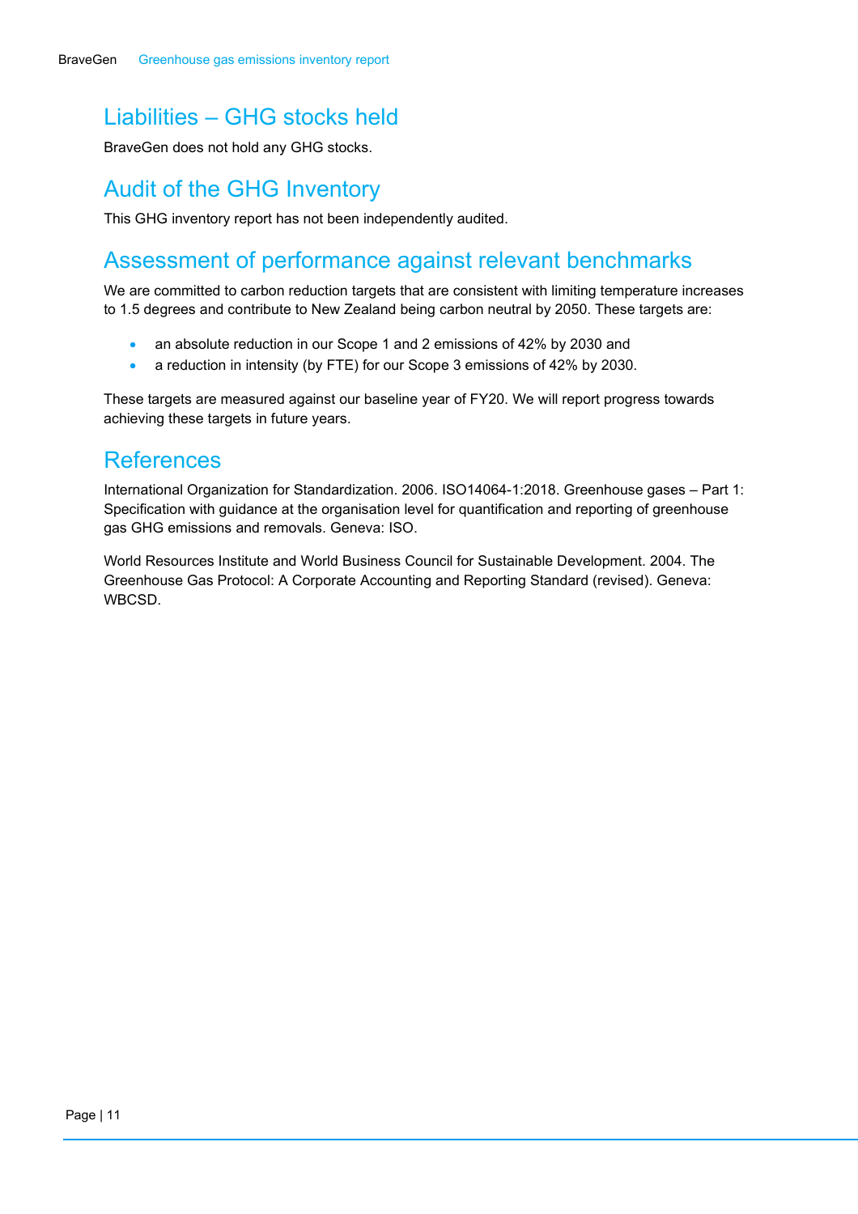## Liabilities – GHG stocks held

BraveGen does not hold any GHG stocks.

## Audit of the GHG Inventory

This GHG inventory report has not been independently audited.

## Assessment of performance against relevant benchmarks

We are committed to carbon reduction targets that are consistent with limiting temperature increases to 1.5 degrees and contribute to New Zealand being carbon neutral by 2050. These targets are:

- an absolute reduction in our Scope 1 and 2 emissions of 42% by 2030 and
- a reduction in intensity (by FTE) for our Scope 3 emissions of 42% by 2030.

These targets are measured against our baseline year of FY20. We will report progress towards achieving these targets in future years.

## References

International Organization for Standardization. 2006. ISO14064-1:2018. Greenhouse gases – Part 1: Specification with guidance at the organisation level for quantification and reporting of greenhouse gas GHG emissions and removals. Geneva: ISO.

World Resources Institute and World Business Council for Sustainable Development. 2004. The Greenhouse Gas Protocol: A Corporate Accounting and Reporting Standard (revised). Geneva: WBCSD.